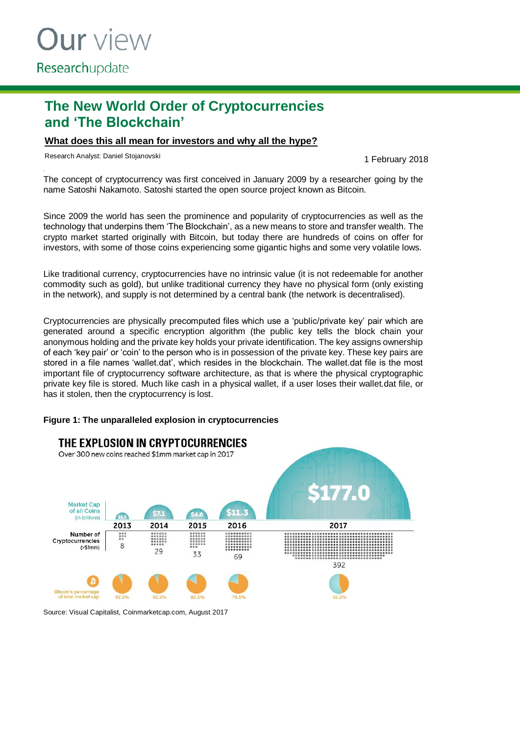# The New World Order of Cryptocurrencies and 'The Blockchain'

**What does this all mean for investors and why all the hype?**

Research Analyst: Daniel Stojanovski

1 February 2018

The concept of cryptocurrency was first conceived in January 2009 by a researcher going by the name Satoshi Nakamoto. Satoshi started the open source project known as Bitcoin.

Since 2009 the world has seen the prominence and popularity of cryptocurrencies as well as the technology that underpins them 'The Blockchain', as a new means to store and transfer wealth. The crypto market started originally with Bitcoin, but today there are hundreds of coins on offer for investors, with some of those coins experiencing some gigantic highs and some very volatile lows.

Like traditional currency, cryptocurrencies have no intrinsic value (it is not redeemable for another commodity such as gold), but unlike traditional currency they have no physical form (only existing in the network), and supply is not determined by a central bank (the network is decentralised).

Cryptocurrencies are physically precomputed files which use a 'public/private key' pair which are generated around a specific encryption algorithm (the public key tells the block chain your anonymous holding and the private key holds your private identification. The key assigns ownership of each 'key pair' or 'coin' to the person who is in possession of the private key. These key pairs are stored in a file names 'wallet.dat', which resides in the blockchain. The wallet.dat file is the most important file of cryptocurrency software architecture, as that is where the physical cryptographic private key file is stored. Much like cash in a physical wallet, if a user loses their wallet.dat file, or has it stolen, then the cryptocurrency is lost.

**Figure 1: The unparalleled explosion in cryptocurrencies**

**THE EXPLOSION IN CRYPTOCURRENCIES**

Over 300 new coins reached $1mm market cap in 2017

| | 2013 | 2014 | 2015 | 2016 | 2017 |
|---|---|---|---|---|---|
| Market Cap of all Coins (in billions) | $1.5 | $7.1 | $4.0 | $11.3 | $177.0 |
| Number of Cryptocurrencies (>$1mm) | 8 | 29 | 33 | 69 | 392 |
| Bitcoin's percentage of total market cap | 92.5% | 92.3% | 83.5% | 79.5% | 45.2% |

Source: Visual Capitalist, Coinmarketcap.com, August 2017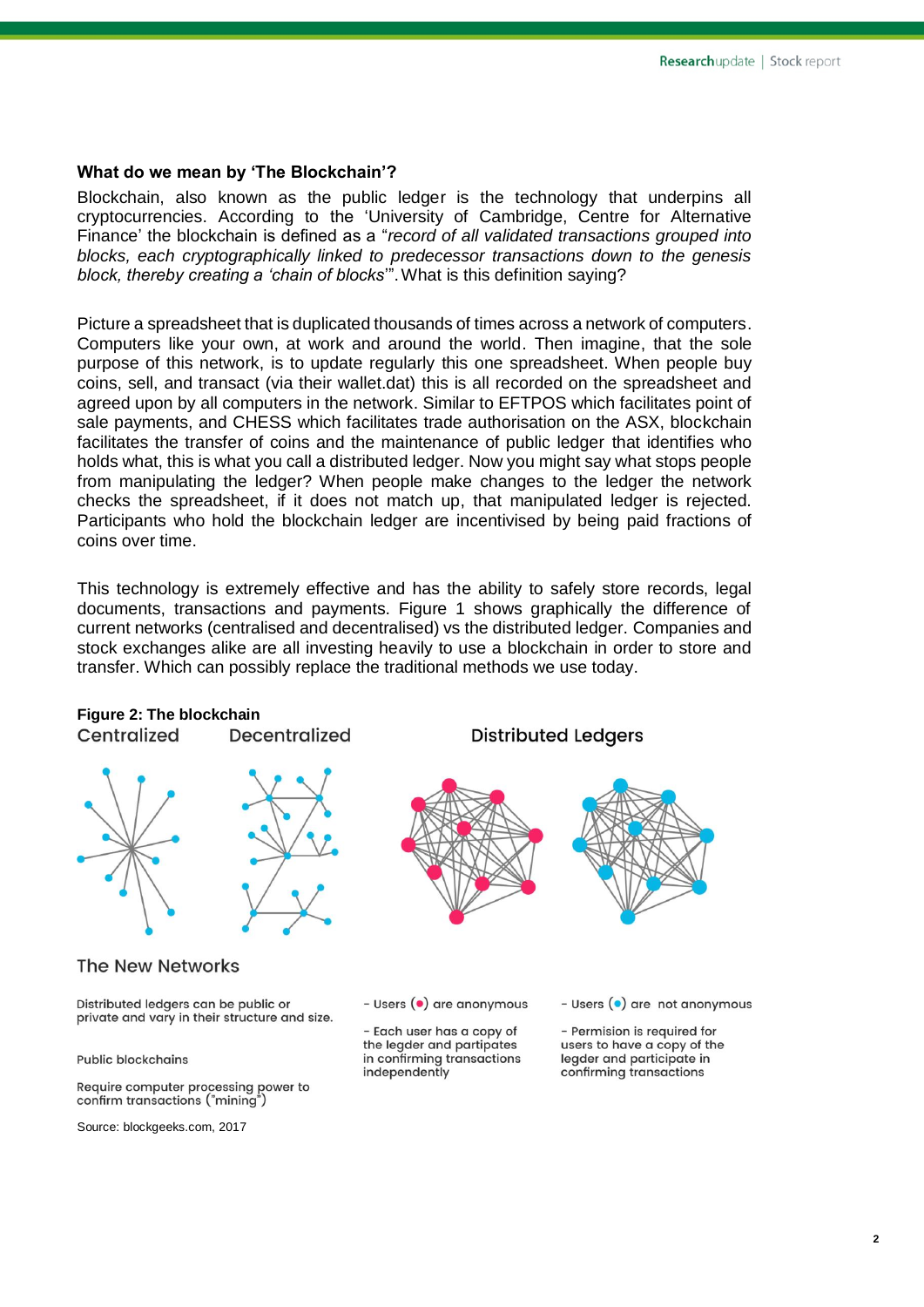**What do we mean by 'The Blockchain'?**

Blockchain, also known as the public ledger is the technology that underpins all cryptocurrencies. According to the 'University of Cambridge, Centre for Alternative Finance' the blockchain is defined as a "*record of all validated transactions grouped into blocks, each cryptographically linked to predecessor transactions down to the genesis block, thereby creating a 'chain of blocks*'". What is this definition saying?

Picture a spreadsheet that is duplicated thousands of times across a network of computers. Computers like your own, at work and around the world. Then imagine, that the sole purpose of this network, is to update regularly this one spreadsheet. When people buy coins, sell, and transact (via their wallet.dat) this is all recorded on the spreadsheet and agreed upon by all computers in the network. Similar to EFTPOS which facilitates point of sale payments, and CHESS which facilitates trade authorisation on the ASX, blockchain facilitates the transfer of coins and the maintenance of public ledger that identifies who holds what, this is what you call a distributed ledger. Now you might say what stops people from manipulating the ledger? When people make changes to the ledger the network checks the spreadsheet, if it does not match up, that manipulated ledger is rejected. Participants who hold the blockchain ledger are incentivised by being paid fractions of coins over time.

This technology is extremely effective and has the ability to safely store records, legal documents, transactions and payments. Figure 1 shows graphically the difference of current networks (centralised and decentralised) vs the distributed ledger. Companies and stock exchanges alike are all investing heavily to use a blockchain in order to store and transfer. Which can possibly replace the traditional methods we use today.

**Figure 2: The blockchain**

Centralized | Decentralized | Distributed Ledgers

The New Networks

Distributed ledgers can be public or private and vary in their structure and size.

Public blockchains

Require computer processing power to confirm transactions ("mining")

- Users (•) are anonymous
- Each user has a copy of the legder and partipates in confirming transactions independently

- Users (•) are not anonymous
- Permision is required for users to have a copy of the legder and participate in confirming transactions

Source: blockgeeks.com, 2017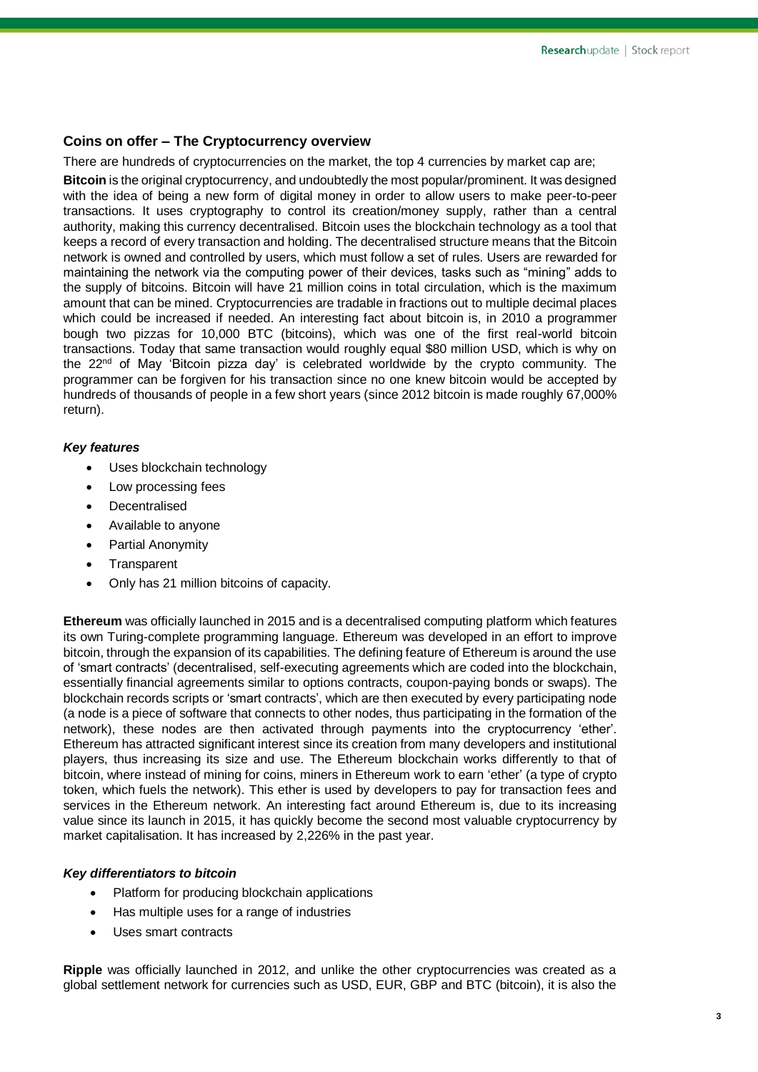## Coins on offer – The Cryptocurrency overview

There are hundreds of cryptocurrencies on the market, the top 4 currencies by market cap are;

**Bitcoin** is the original cryptocurrency, and undoubtedly the most popular/prominent. It was designed with the idea of being a new form of digital money in order to allow users to make peer-to-peer transactions. It uses cryptography to control its creation/money supply, rather than a central authority, making this currency decentralised. Bitcoin uses the blockchain technology as a tool that keeps a record of every transaction and holding. The decentralised structure means that the Bitcoin network is owned and controlled by users, which must follow a set of rules. Users are rewarded for maintaining the network via the computing power of their devices, tasks such as "mining" adds to the supply of bitcoins. Bitcoin will have 21 million coins in total circulation, which is the maximum amount that can be mined. Cryptocurrencies are tradable in fractions out to multiple decimal places which could be increased if needed. An interesting fact about bitcoin is, in 2010 a programmer bough two pizzas for 10,000 BTC (bitcoins), which was one of the first real-world bitcoin transactions. Today that same transaction would roughly equal $80 million USD, which is why on the 22nd of May 'Bitcoin pizza day' is celebrated worldwide by the crypto community. The programmer can be forgiven for his transaction since no one knew bitcoin would be accepted by hundreds of thousands of people in a few short years (since 2012 bitcoin is made roughly 67,000% return).

### *Key features*

- Uses blockchain technology
- Low processing fees
- Decentralised
- Available to anyone
- Partial Anonymity
- Transparent
- Only has 21 million bitcoins of capacity.

**Ethereum** was officially launched in 2015 and is a decentralised computing platform which features its own Turing-complete programming language. Ethereum was developed in an effort to improve bitcoin, through the expansion of its capabilities. The defining feature of Ethereum is around the use of 'smart contracts' (decentralised, self-executing agreements which are coded into the blockchain, essentially financial agreements similar to options contracts, coupon-paying bonds or swaps). The blockchain records scripts or 'smart contracts', which are then executed by every participating node (a node is a piece of software that connects to other nodes, thus participating in the formation of the network), these nodes are then activated through payments into the cryptocurrency 'ether'. Ethereum has attracted significant interest since its creation from many developers and institutional players, thus increasing its size and use. The Ethereum blockchain works differently to that of bitcoin, where instead of mining for coins, miners in Ethereum work to earn 'ether' (a type of crypto token, which fuels the network). This ether is used by developers to pay for transaction fees and services in the Ethereum network. An interesting fact around Ethereum is, due to its increasing value since its launch in 2015, it has quickly become the second most valuable cryptocurrency by market capitalisation. It has increased by 2,226% in the past year.

### *Key differentiators to bitcoin*

- Platform for producing blockchain applications
- Has multiple uses for a range of industries
- Uses smart contracts

**Ripple** was officially launched in 2012, and unlike the other cryptocurrencies was created as a global settlement network for currencies such as USD, EUR, GBP and BTC (bitcoin), it is also the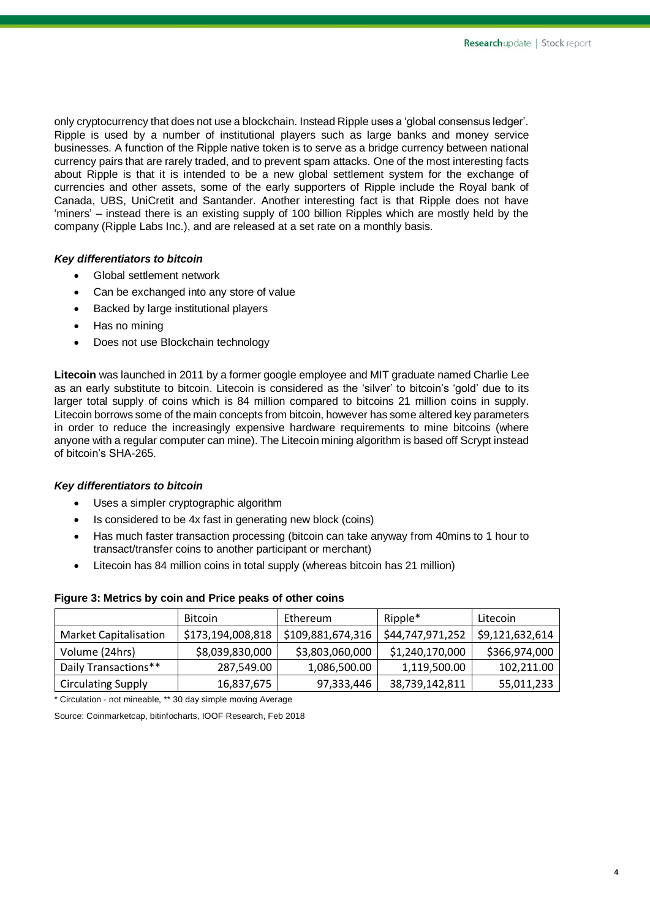only cryptocurrency that does not use a blockchain. Instead Ripple uses a 'global consensus ledger'. Ripple is used by a number of institutional players such as large banks and money service businesses. A function of the Ripple native token is to serve as a bridge currency between national currency pairs that are rarely traded, and to prevent spam attacks. One of the most interesting facts about Ripple is that it is intended to be a new global settlement system for the exchange of currencies and other assets, some of the early supporters of Ripple include the Royal bank of Canada, UBS, UniCretit and Santander. Another interesting fact is that Ripple does not have 'miners' – instead there is an existing supply of 100 billion Ripples which are mostly held by the company (Ripple Labs Inc.), and are released at a set rate on a monthly basis.

***Key differentiators to bitcoin***

- Global settlement network
- Can be exchanged into any store of value
- Backed by large institutional players
- Has no mining
- Does not use Blockchain technology

**Litecoin** was launched in 2011 by a former google employee and MIT graduate named Charlie Lee as an early substitute to bitcoin. Litecoin is considered as the 'silver' to bitcoin's 'gold' due to its larger total supply of coins which is 84 million compared to bitcoins 21 million coins in supply. Litecoin borrows some of the main concepts from bitcoin, however has some altered key parameters in order to reduce the increasingly expensive hardware requirements to mine bitcoins (where anyone with a regular computer can mine). The Litecoin mining algorithm is based off Scrypt instead of bitcoin's SHA-265.

***Key differentiators to bitcoin***

- Uses a simpler cryptographic algorithm
- Is considered to be 4x fast in generating new block (coins)
- Has much faster transaction processing (bitcoin can take anyway from 40mins to 1 hour to transact/transfer coins to another participant or merchant)
- Litecoin has 84 million coins in total supply (whereas bitcoin has 21 million)

**Figure 3: Metrics by coin and Price peaks of other coins**

| | Bitcoin | Ethereum | Ripple* | Litecoin |
|---|---|---|---|---|
| Market Capitalisation | $173,194,008,818 | $109,881,674,316 | $44,747,971,252 | $9,121,632,614 |
| Volume (24hrs) | $8,039,830,000 | $3,803,060,000 | $1,240,170,000 | $366,974,000 |
| Daily Transactions** | 287,549.00 | 1,086,500.00 | 1,119,500.00 | 102,211.00 |
| Circulating Supply | 16,837,675 | 97,333,446 | 38,739,142,811 | 55,011,233 |

* Circulation - not mineable, ** 30 day simple moving Average

Source: Coinmarketcap, bitinfocharts, IOOF Research, Feb 2018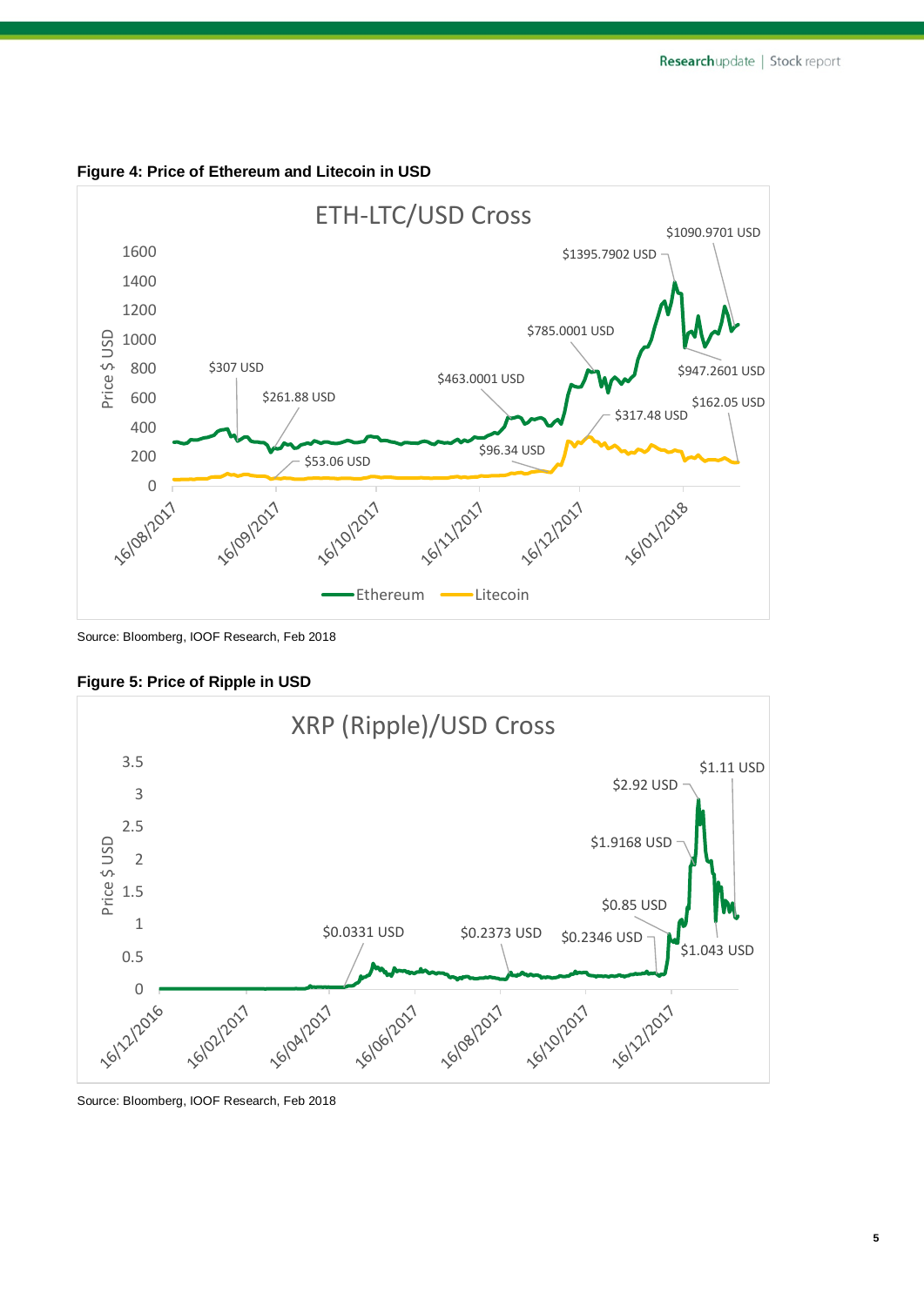**Figure 4: Price of Ethereum and Litecoin in USD**

Source: Bloomberg, IOOF Research, Feb 2018

**Figure 5: Price of Ripple in USD**

Source: Bloomberg, IOOF Research, Feb 2018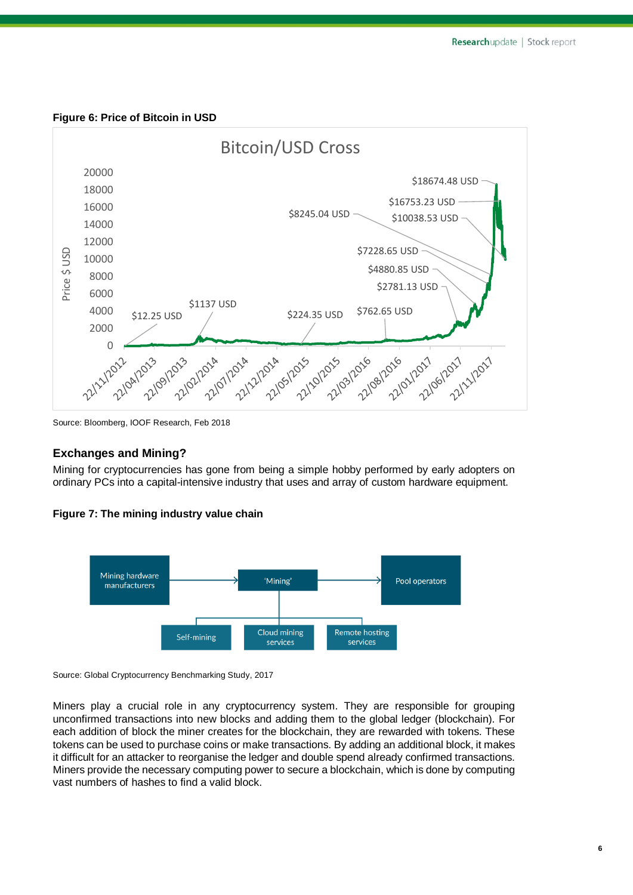**Figure 6: Price of Bitcoin in USD**

Source: Bloomberg, IOOF Research, Feb 2018

### Exchanges and Mining?

Mining for cryptocurrencies has gone from being a simple hobby performed by early adopters on ordinary PCs into a capital-intensive industry that uses and array of custom hardware equipment.

**Figure 7: The mining industry value chain**

Source: Global Cryptocurrency Benchmarking Study, 2017

Miners play a crucial role in any cryptocurrency system. They are responsible for grouping unconfirmed transactions into new blocks and adding them to the global ledger (blockchain). For each addition of block the miner creates for the blockchain, they are rewarded with tokens. These tokens can be used to purchase coins or make transactions. By adding an additional block, it makes it difficult for an attacker to reorganise the ledger and double spend already confirmed transactions. Miners provide the necessary computing power to secure a blockchain, which is done by computing vast numbers of hashes to find a valid block.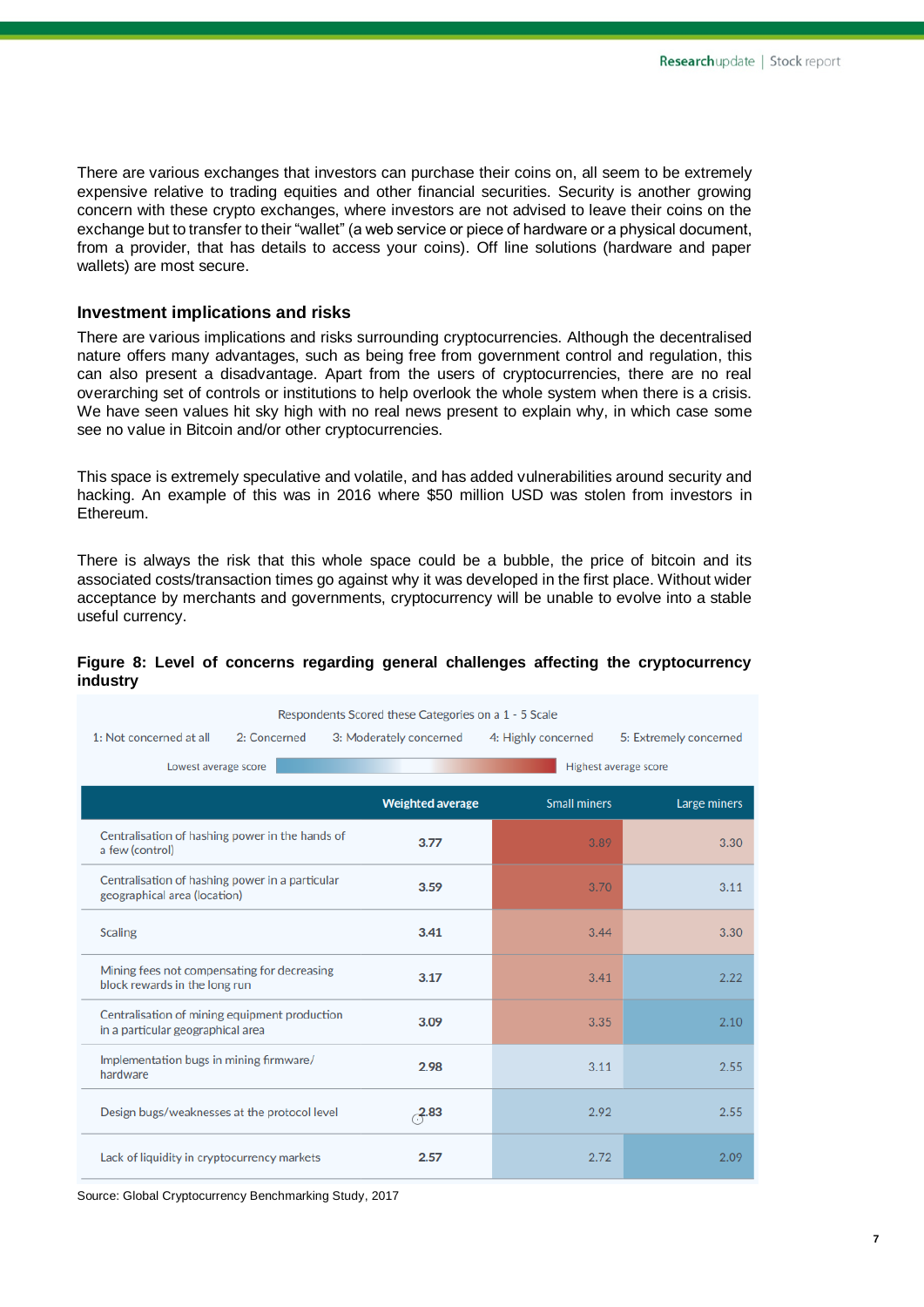There are various exchanges that investors can purchase their coins on, all seem to be extremely expensive relative to trading equities and other financial securities. Security is another growing concern with these crypto exchanges, where investors are not advised to leave their coins on the exchange but to transfer to their "wallet" (a web service or piece of hardware or a physical document, from a provider, that has details to access your coins). Off line solutions (hardware and paper wallets) are most secure.

### Investment implications and risks

There are various implications and risks surrounding cryptocurrencies. Although the decentralised nature offers many advantages, such as being free from government control and regulation, this can also present a disadvantage. Apart from the users of cryptocurrencies, there are no real overarching set of controls or institutions to help overlook the whole system when there is a crisis. We have seen values hit sky high with no real news present to explain why, in which case some see no value in Bitcoin and/or other cryptocurrencies.

This space is extremely speculative and volatile, and has added vulnerabilities around security and hacking. An example of this was in 2016 where $50 million USD was stolen from investors in Ethereum.

There is always the risk that this whole space could be a bubble, the price of bitcoin and its associated costs/transaction times go against why it was developed in the first place. Without wider acceptance by merchants and governments, cryptocurrency will be unable to evolve into a stable useful currency.

**Figure 8: Level of concerns regarding general challenges affecting the cryptocurrency industry**

Respondents Scored these Categories on a 1 - 5 Scale

1: Not concerned at all 2: Concerned 3: Moderately concerned 4: Highly concerned 5: Extremely concerned

Lowest average score — Highest average score

| | Weighted average | Small miners | Large miners |
|---|---|---|---|
| Centralisation of hashing power in the hands of a few (control) | 3.77 | 3.89 | 3.30 |
| Centralisation of hashing power in a particular geographical area (location) | 3.59 | 3.70 | 3.11 |
| Scaling | 3.41 | 3.44 | 3.30 |
| Mining fees not compensating for decreasing block rewards in the long run | 3.17 | 3.41 | 2.22 |
| Centralisation of mining equipment production in a particular geographical area | 3.09 | 3.35 | 2.10 |
| Implementation bugs in mining firmware/ hardware | 2.98 | 3.11 | 2.55 |
| Design bugs/weaknesses at the protocol level | 2.83 | 2.92 | 2.55 |
| Lack of liquidity in cryptocurrency markets | 2.57 | 2.72 | 2.09 |

Source: Global Cryptocurrency Benchmarking Study, 2017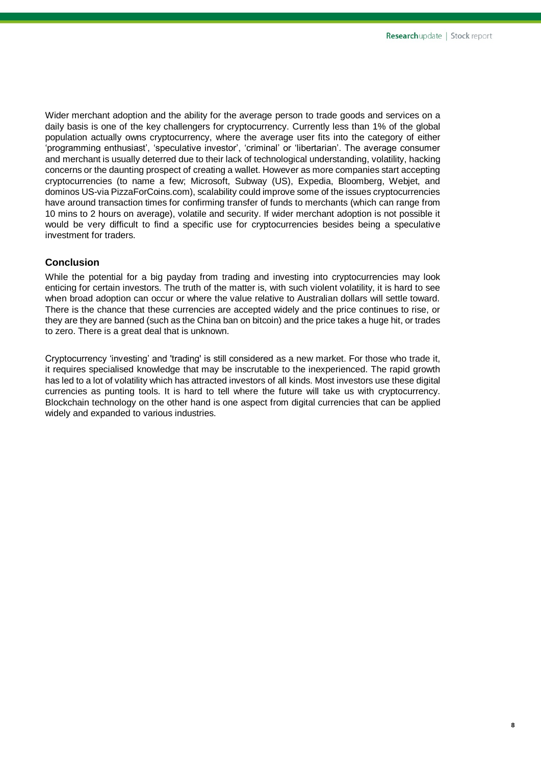Wider merchant adoption and the ability for the average person to trade goods and services on a daily basis is one of the key challengers for cryptocurrency. Currently less than 1% of the global population actually owns cryptocurrency, where the average user fits into the category of either 'programming enthusiast', 'speculative investor', 'criminal' or 'libertarian'. The average consumer and merchant is usually deterred due to their lack of technological understanding, volatility, hacking concerns or the daunting prospect of creating a wallet. However as more companies start accepting cryptocurrencies (to name a few; Microsoft, Subway (US), Expedia, Bloomberg, Webjet, and dominos US-via PizzaForCoins.com), scalability could improve some of the issues cryptocurrencies have around transaction times for confirming transfer of funds to merchants (which can range from 10 mins to 2 hours on average), volatile and security. If wider merchant adoption is not possible it would be very difficult to find a specific use for cryptocurrencies besides being a speculative investment for traders.

## Conclusion

While the potential for a big payday from trading and investing into cryptocurrencies may look enticing for certain investors. The truth of the matter is, with such violent volatility, it is hard to see when broad adoption can occur or where the value relative to Australian dollars will settle toward. There is the chance that these currencies are accepted widely and the price continues to rise, or they are they are banned (such as the China ban on bitcoin) and the price takes a huge hit, or trades to zero. There is a great deal that is unknown.

Cryptocurrency 'investing' and 'trading' is still considered as a new market. For those who trade it, it requires specialised knowledge that may be inscrutable to the inexperienced. The rapid growth has led to a lot of volatility which has attracted investors of all kinds. Most investors use these digital currencies as punting tools. It is hard to tell where the future will take us with cryptocurrency. Blockchain technology on the other hand is one aspect from digital currencies that can be applied widely and expanded to various industries.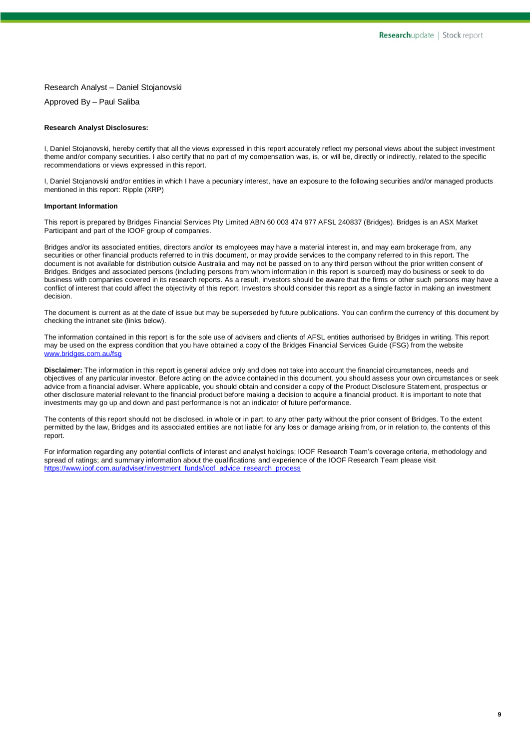Research Analyst – Daniel Stojanovski

Approved By – Paul Saliba

**Research Analyst Disclosures:**

I, Daniel Stojanovski, hereby certify that all the views expressed in this report accurately reflect my personal views about the subject investment theme and/or company securities. I also certify that no part of my compensation was, is, or will be, directly or indirectly, related to the specific recommendations or views expressed in this report.

I, Daniel Stojanovski and/or entities in which I have a pecuniary interest, have an exposure to the following securities and/or managed products mentioned in this report: Ripple (XRP)

**Important Information**

This report is prepared by Bridges Financial Services Pty Limited ABN 60 003 474 977 AFSL 240837 (Bridges). Bridges is an ASX Market Participant and part of the IOOF group of companies.

Bridges and/or its associated entities, directors and/or its employees may have a material interest in, and may earn brokerage from, any securities or other financial products referred to in this document, or may provide services to the company referred to in this report. The document is not available for distribution outside Australia and may not be passed on to any third person without the prior written consent of Bridges. Bridges and associated persons (including persons from whom information in this report is sourced) may do business or seek to do business with companies covered in its research reports. As a result, investors should be aware that the firms or other such persons may have a conflict of interest that could affect the objectivity of this report. Investors should consider this report as a single factor in making an investment decision.

The document is current as at the date of issue but may be superseded by future publications. You can confirm the currency of this document by checking the intranet site (links below).

The information contained in this report is for the sole use of advisers and clients of AFSL entities authorised by Bridges in writing. This report may be used on the express condition that you have obtained a copy of the Bridges Financial Services Guide (FSG) from the website www.bridges.com.au/fsg

**Disclaimer:** The information in this report is general advice only and does not take into account the financial circumstances, needs and objectives of any particular investor. Before acting on the advice contained in this document, you should assess your own circumstances or seek advice from a financial adviser. Where applicable, you should obtain and consider a copy of the Product Disclosure Statement, prospectus or other disclosure material relevant to the financial product before making a decision to acquire a financial product. It is important to note that investments may go up and down and past performance is not an indicator of future performance.

The contents of this report should not be disclosed, in whole or in part, to any other party without the prior consent of Bridges. To the extent permitted by the law, Bridges and its associated entities are not liable for any loss or damage arising from, or in relation to, the contents of this report.

For information regarding any potential conflicts of interest and analyst holdings; IOOF Research Team's coverage criteria, methodology and spread of ratings; and summary information about the qualifications and experience of the IOOF Research Team please visit https://www.ioof.com.au/adviser/investment_funds/ioof_advice_research_process